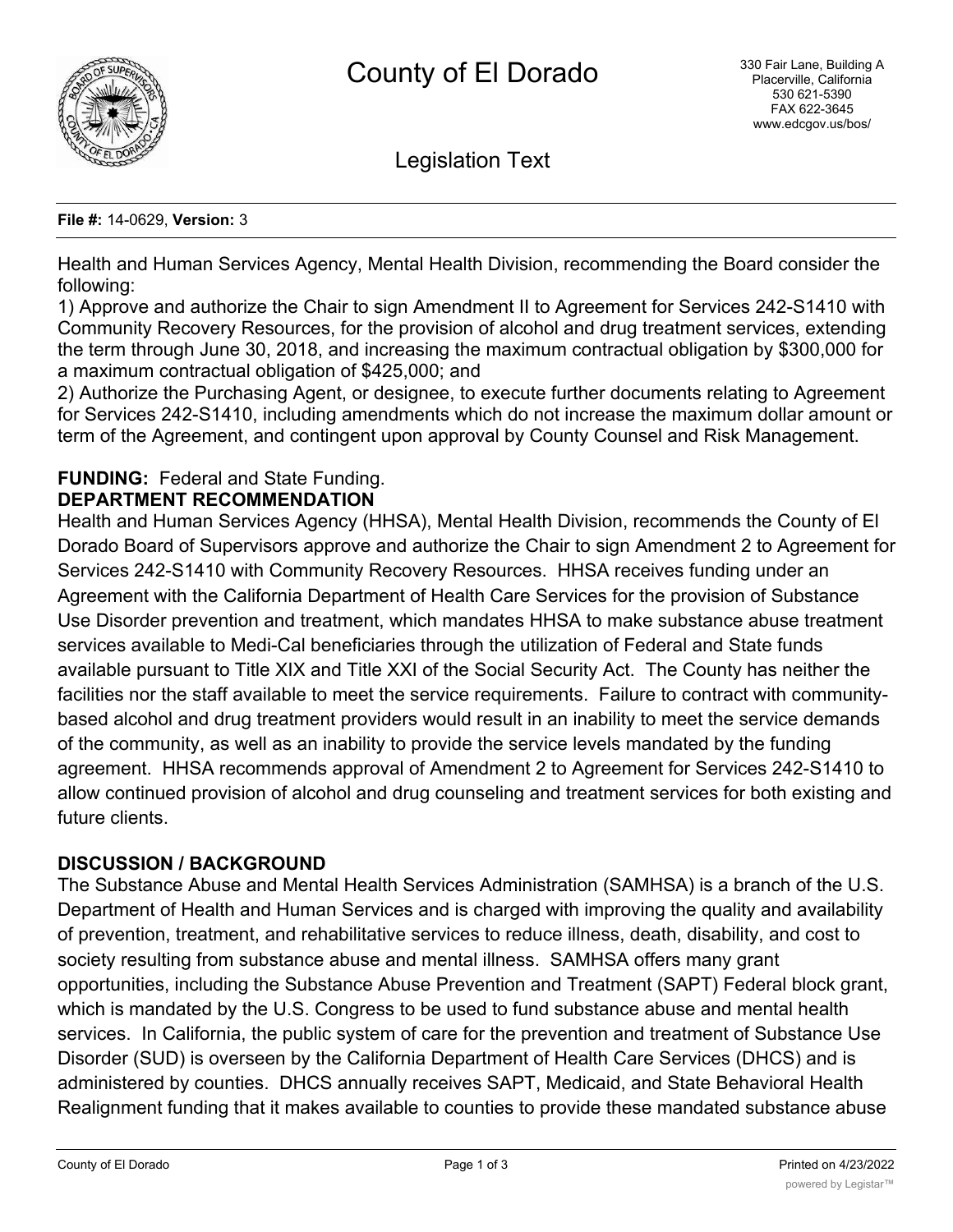# County of El Dorado

330 Fair Lane, Building A
Placerville, California
530 621-5390
FAX 622-3645
www.edcgov.us/bos/

## Legislation Text

**File #:** 14-0629, **Version:** 3

Health and Human Services Agency, Mental Health Division, recommending the Board consider the following:
1) Approve and authorize the Chair to sign Amendment II to Agreement for Services 242-S1410 with Community Recovery Resources, for the provision of alcohol and drug treatment services, extending the term through June 30, 2018, and increasing the maximum contractual obligation by $300,000 for a maximum contractual obligation of $425,000; and
2) Authorize the Purchasing Agent, or designee, to execute further documents relating to Agreement for Services 242-S1410, including amendments which do not increase the maximum dollar amount or term of the Agreement, and contingent upon approval by County Counsel and Risk Management.

**FUNDING:** Federal and State Funding.

**DEPARTMENT RECOMMENDATION**

Health and Human Services Agency (HHSA), Mental Health Division, recommends the County of El Dorado Board of Supervisors approve and authorize the Chair to sign Amendment 2 to Agreement for Services 242-S1410 with Community Recovery Resources. HHSA receives funding under an Agreement with the California Department of Health Care Services for the provision of Substance Use Disorder prevention and treatment, which mandates HHSA to make substance abuse treatment services available to Medi-Cal beneficiaries through the utilization of Federal and State funds available pursuant to Title XIX and Title XXI of the Social Security Act. The County has neither the facilities nor the staff available to meet the service requirements. Failure to contract with community-based alcohol and drug treatment providers would result in an inability to meet the service demands of the community, as well as an inability to provide the service levels mandated by the funding agreement. HHSA recommends approval of Amendment 2 to Agreement for Services 242-S1410 to allow continued provision of alcohol and drug counseling and treatment services for both existing and future clients.

**DISCUSSION / BACKGROUND**

The Substance Abuse and Mental Health Services Administration (SAMHSA) is a branch of the U.S. Department of Health and Human Services and is charged with improving the quality and availability of prevention, treatment, and rehabilitative services to reduce illness, death, disability, and cost to society resulting from substance abuse and mental illness. SAMHSA offers many grant opportunities, including the Substance Abuse Prevention and Treatment (SAPT) Federal block grant, which is mandated by the U.S. Congress to be used to fund substance abuse and mental health services. In California, the public system of care for the prevention and treatment of Substance Use Disorder (SUD) is overseen by the California Department of Health Care Services (DHCS) and is administered by counties. DHCS annually receives SAPT, Medicaid, and State Behavioral Health Realignment funding that it makes available to counties to provide these mandated substance abuse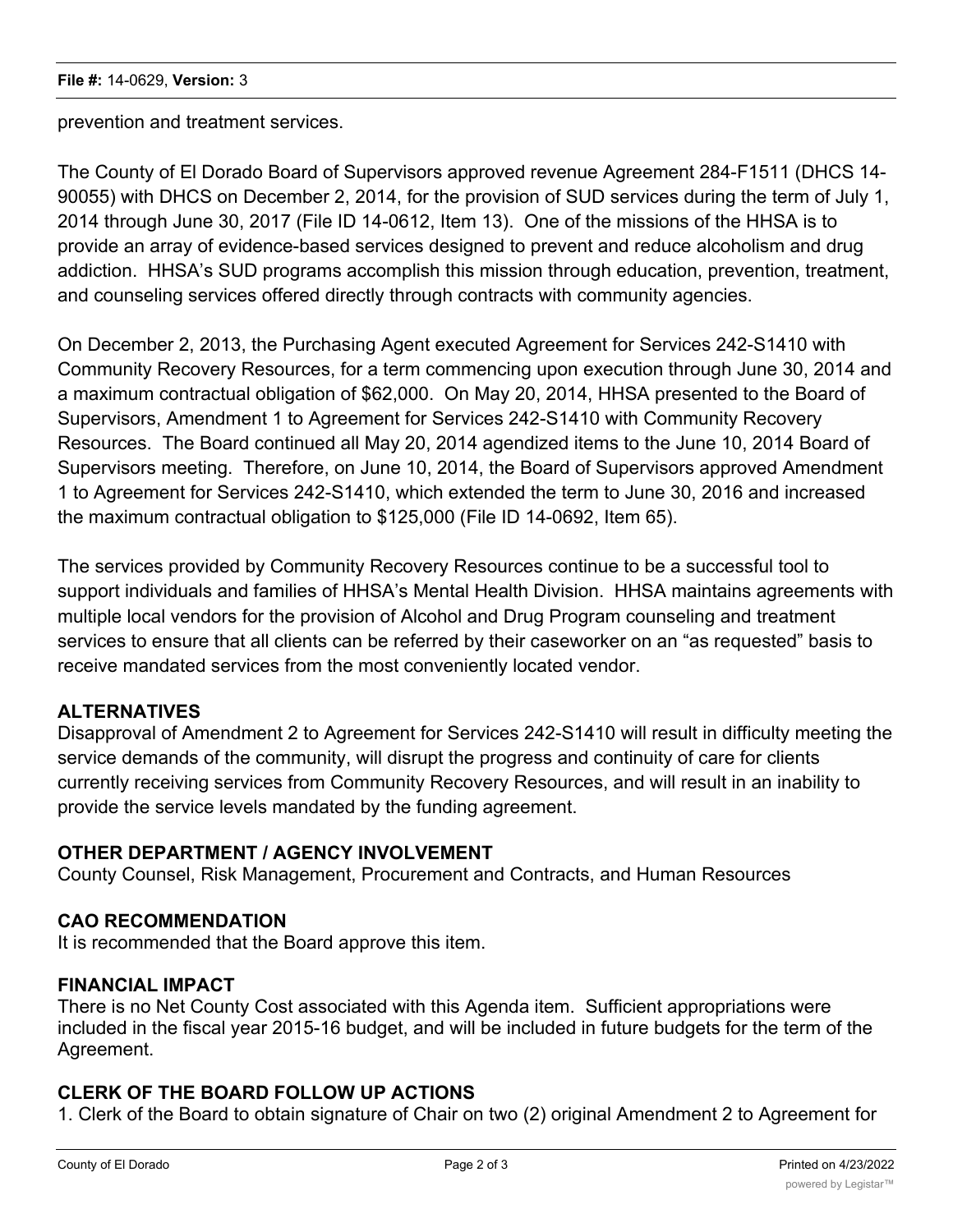prevention and treatment services.

The County of El Dorado Board of Supervisors approved revenue Agreement 284-F1511 (DHCS 14-90055) with DHCS on December 2, 2014, for the provision of SUD services during the term of July 1, 2014 through June 30, 2017 (File ID 14-0612, Item 13). One of the missions of the HHSA is to provide an array of evidence-based services designed to prevent and reduce alcoholism and drug addiction. HHSA's SUD programs accomplish this mission through education, prevention, treatment, and counseling services offered directly through contracts with community agencies.

On December 2, 2013, the Purchasing Agent executed Agreement for Services 242-S1410 with Community Recovery Resources, for a term commencing upon execution through June 30, 2014 and a maximum contractual obligation of $62,000. On May 20, 2014, HHSA presented to the Board of Supervisors, Amendment 1 to Agreement for Services 242-S1410 with Community Recovery Resources. The Board continued all May 20, 2014 agendized items to the June 10, 2014 Board of Supervisors meeting. Therefore, on June 10, 2014, the Board of Supervisors approved Amendment 1 to Agreement for Services 242-S1410, which extended the term to June 30, 2016 and increased the maximum contractual obligation to $125,000 (File ID 14-0692, Item 65).

The services provided by Community Recovery Resources continue to be a successful tool to support individuals and families of HHSA's Mental Health Division. HHSA maintains agreements with multiple local vendors for the provision of Alcohol and Drug Program counseling and treatment services to ensure that all clients can be referred by their caseworker on an "as requested" basis to receive mandated services from the most conveniently located vendor.

**ALTERNATIVES**

Disapproval of Amendment 2 to Agreement for Services 242-S1410 will result in difficulty meeting the service demands of the community, will disrupt the progress and continuity of care for clients currently receiving services from Community Recovery Resources, and will result in an inability to provide the service levels mandated by the funding agreement.

**OTHER DEPARTMENT / AGENCY INVOLVEMENT**

County Counsel, Risk Management, Procurement and Contracts, and Human Resources

**CAO RECOMMENDATION**

It is recommended that the Board approve this item.

**FINANCIAL IMPACT**

There is no Net County Cost associated with this Agenda item. Sufficient appropriations were included in the fiscal year 2015-16 budget, and will be included in future budgets for the term of the Agreement.

**CLERK OF THE BOARD FOLLOW UP ACTIONS**

1. Clerk of the Board to obtain signature of Chair on two (2) original Amendment 2 to Agreement for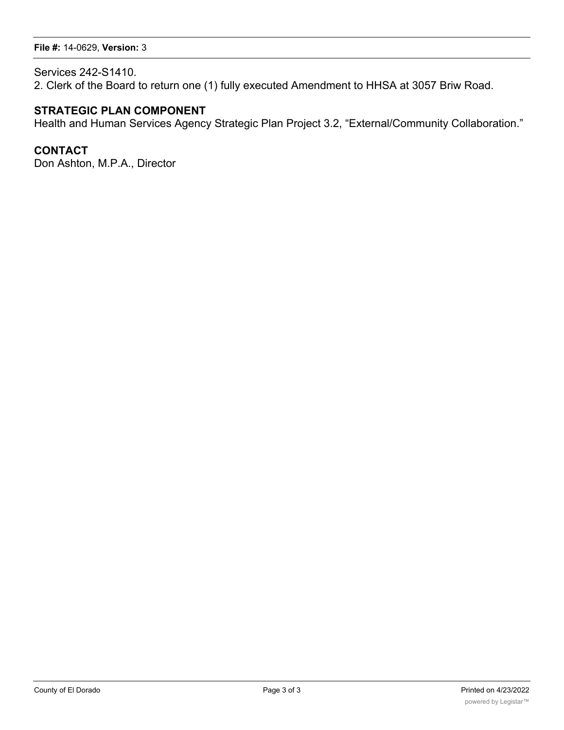Services 242-S1410.

2. Clerk of the Board to return one (1) fully executed Amendment to HHSA at 3057 Briw Road.

**STRATEGIC PLAN COMPONENT**

Health and Human Services Agency Strategic Plan Project 3.2, “External/Community Collaboration.”

**CONTACT**

Don Ashton, M.P.A., Director